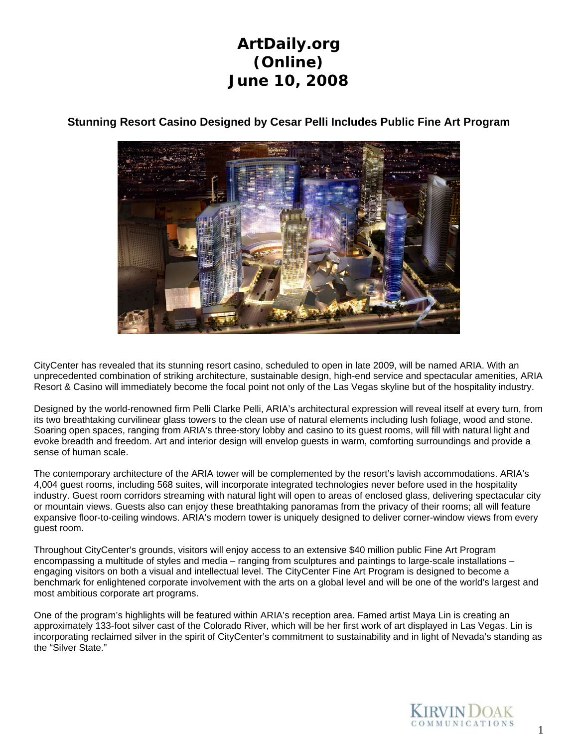# ArtDaily.org
# (Online)
# June 10, 2008

### Stunning Resort Casino Designed by Cesar Pelli Includes Public Fine Art Program

CityCenter has revealed that its stunning resort casino, scheduled to open in late 2009, will be named ARIA. With an unprecedented combination of striking architecture, sustainable design, high-end service and spectacular amenities, ARIA Resort & Casino will immediately become the focal point not only of the Las Vegas skyline but of the hospitality industry.

Designed by the world-renowned firm Pelli Clarke Pelli, ARIA's architectural expression will reveal itself at every turn, from its two breathtaking curvilinear glass towers to the clean use of natural elements including lush foliage, wood and stone. Soaring open spaces, ranging from ARIA's three-story lobby and casino to its guest rooms, will fill with natural light and evoke breadth and freedom. Art and interior design will envelop guests in warm, comforting surroundings and provide a sense of human scale.

The contemporary architecture of the ARIA tower will be complemented by the resort's lavish accommodations. ARIA's 4,004 guest rooms, including 568 suites, will incorporate integrated technologies never before used in the hospitality industry. Guest room corridors streaming with natural light will open to areas of enclosed glass, delivering spectacular city or mountain views. Guests also can enjoy these breathtaking panoramas from the privacy of their rooms; all will feature expansive floor-to-ceiling windows. ARIA's modern tower is uniquely designed to deliver corner-window views from every guest room.

Throughout CityCenter's grounds, visitors will enjoy access to an extensive $40 million public Fine Art Program encompassing a multitude of styles and media – ranging from sculptures and paintings to large-scale installations – engaging visitors on both a visual and intellectual level. The CityCenter Fine Art Program is designed to become a benchmark for enlightened corporate involvement with the arts on a global level and will be one of the world's largest and most ambitious corporate art programs.

One of the program's highlights will be featured within ARIA's reception area. Famed artist Maya Lin is creating an approximately 133-foot silver cast of the Colorado River, which will be her first work of art displayed in Las Vegas. Lin is incorporating reclaimed silver in the spirit of CityCenter's commitment to sustainability and in light of Nevada's standing as the "Silver State."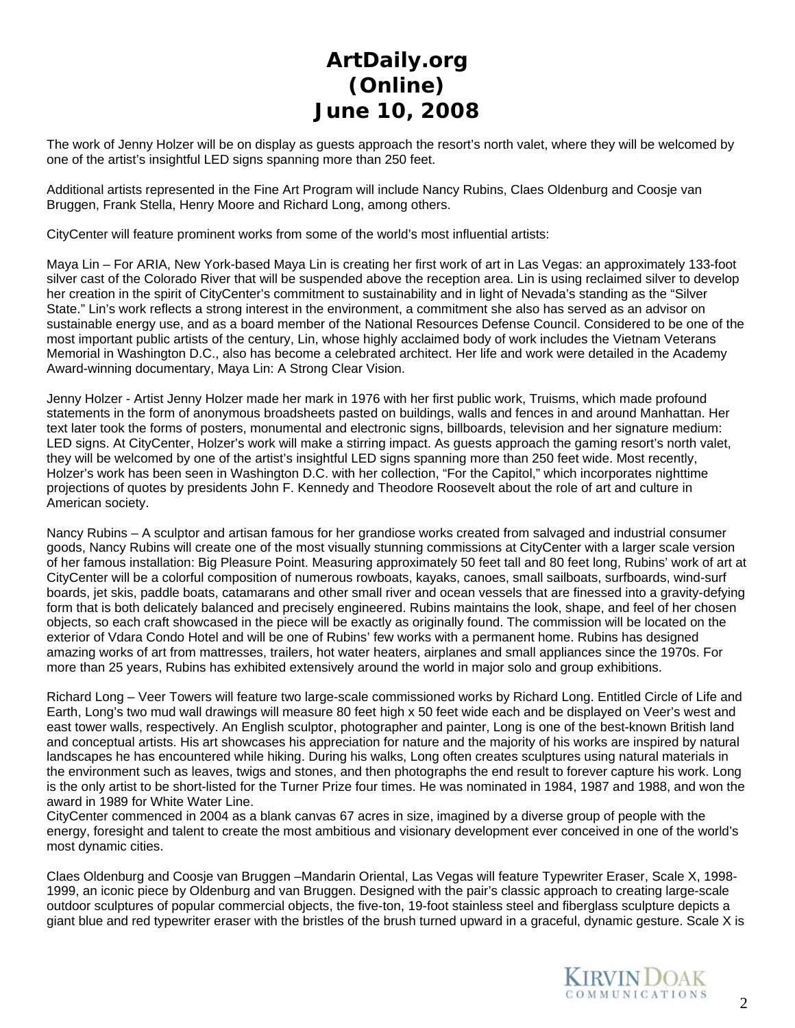# ArtDaily.org (Online) June 10, 2008

The work of Jenny Holzer will be on display as guests approach the resort's north valet, where they will be welcomed by one of the artist's insightful LED signs spanning more than 250 feet.

Additional artists represented in the Fine Art Program will include Nancy Rubins, Claes Oldenburg and Coosje van Bruggen, Frank Stella, Henry Moore and Richard Long, among others.

CityCenter will feature prominent works from some of the world's most influential artists:

Maya Lin – For ARIA, New York-based Maya Lin is creating her first work of art in Las Vegas: an approximately 133-foot silver cast of the Colorado River that will be suspended above the reception area. Lin is using reclaimed silver to develop her creation in the spirit of CityCenter's commitment to sustainability and in light of Nevada's standing as the "Silver State." Lin's work reflects a strong interest in the environment, a commitment she also has served as an advisor on sustainable energy use, and as a board member of the National Resources Defense Council. Considered to be one of the most important public artists of the century, Lin, whose highly acclaimed body of work includes the Vietnam Veterans Memorial in Washington D.C., also has become a celebrated architect. Her life and work were detailed in the Academy Award-winning documentary, Maya Lin: A Strong Clear Vision.

Jenny Holzer - Artist Jenny Holzer made her mark in 1976 with her first public work, Truisms, which made profound statements in the form of anonymous broadsheets pasted on buildings, walls and fences in and around Manhattan. Her text later took the forms of posters, monumental and electronic signs, billboards, television and her signature medium: LED signs. At CityCenter, Holzer's work will make a stirring impact. As guests approach the gaming resort's north valet, they will be welcomed by one of the artist's insightful LED signs spanning more than 250 feet wide. Most recently, Holzer's work has been seen in Washington D.C. with her collection, "For the Capitol," which incorporates nighttime projections of quotes by presidents John F. Kennedy and Theodore Roosevelt about the role of art and culture in American society.

Nancy Rubins – A sculptor and artisan famous for her grandiose works created from salvaged and industrial consumer goods, Nancy Rubins will create one of the most visually stunning commissions at CityCenter with a larger scale version of her famous installation: Big Pleasure Point. Measuring approximately 50 feet tall and 80 feet long, Rubins' work of art at CityCenter will be a colorful composition of numerous rowboats, kayaks, canoes, small sailboats, surfboards, wind-surf boards, jet skis, paddle boats, catamarans and other small river and ocean vessels that are finessed into a gravity-defying form that is both delicately balanced and precisely engineered. Rubins maintains the look, shape, and feel of her chosen objects, so each craft showcased in the piece will be exactly as originally found. The commission will be located on the exterior of Vdara Condo Hotel and will be one of Rubins' few works with a permanent home. Rubins has designed amazing works of art from mattresses, trailers, hot water heaters, airplanes and small appliances since the 1970s. For more than 25 years, Rubins has exhibited extensively around the world in major solo and group exhibitions.

Richard Long – Veer Towers will feature two large-scale commissioned works by Richard Long. Entitled Circle of Life and Earth, Long's two mud wall drawings will measure 80 feet high x 50 feet wide each and be displayed on Veer's west and east tower walls, respectively. An English sculptor, photographer and painter, Long is one of the best-known British land and conceptual artists. His art showcases his appreciation for nature and the majority of his works are inspired by natural landscapes he has encountered while hiking. During his walks, Long often creates sculptures using natural materials in the environment such as leaves, twigs and stones, and then photographs the end result to forever capture his work. Long is the only artist to be short-listed for the Turner Prize four times. He was nominated in 1984, 1987 and 1988, and won the award in 1989 for White Water Line.

CityCenter commenced in 2004 as a blank canvas 67 acres in size, imagined by a diverse group of people with the energy, foresight and talent to create the most ambitious and visionary development ever conceived in one of the world's most dynamic cities.

Claes Oldenburg and Coosje van Bruggen –Mandarin Oriental, Las Vegas will feature Typewriter Eraser, Scale X, 1998-1999, an iconic piece by Oldenburg and van Bruggen. Designed with the pair's classic approach to creating large-scale outdoor sculptures of popular commercial objects, the five-ton, 19-foot stainless steel and fiberglass sculpture depicts a giant blue and red typewriter eraser with the bristles of the brush turned upward in a graceful, dynamic gesture. Scale X is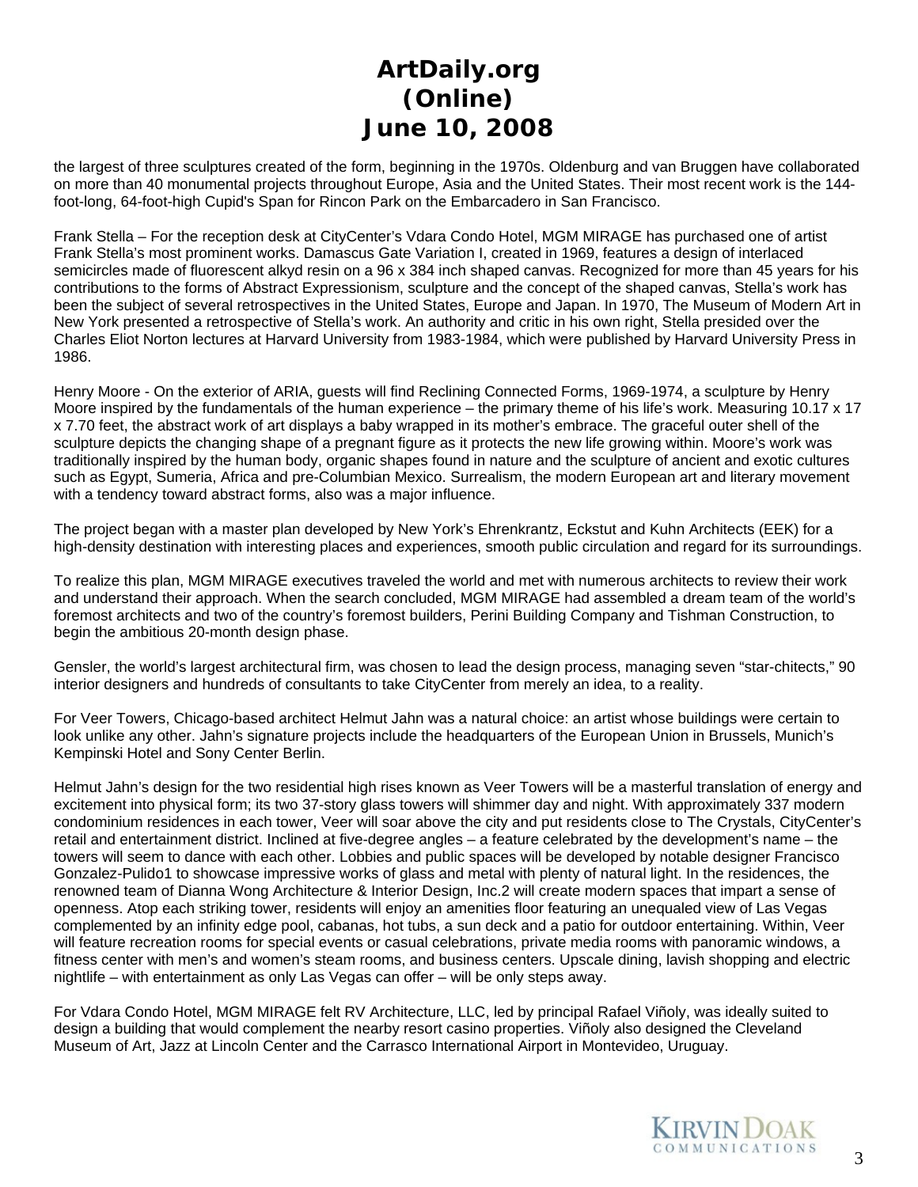the largest of three sculptures created of the form, beginning in the 1970s. Oldenburg and van Bruggen have collaborated on more than 40 monumental projects throughout Europe, Asia and the United States. Their most recent work is the 144-foot-long, 64-foot-high Cupid's Span for Rincon Park on the Embarcadero in San Francisco.

Frank Stella – For the reception desk at CityCenter's Vdara Condo Hotel, MGM MIRAGE has purchased one of artist Frank Stella's most prominent works. Damascus Gate Variation I, created in 1969, features a design of interlaced semicircles made of fluorescent alkyd resin on a 96 x 384 inch shaped canvas. Recognized for more than 45 years for his contributions to the forms of Abstract Expressionism, sculpture and the concept of the shaped canvas, Stella's work has been the subject of several retrospectives in the United States, Europe and Japan. In 1970, The Museum of Modern Art in New York presented a retrospective of Stella's work. An authority and critic in his own right, Stella presided over the Charles Eliot Norton lectures at Harvard University from 1983-1984, which were published by Harvard University Press in 1986.

Henry Moore - On the exterior of ARIA, guests will find Reclining Connected Forms, 1969-1974, a sculpture by Henry Moore inspired by the fundamentals of the human experience – the primary theme of his life's work. Measuring 10.17 x 17 x 7.70 feet, the abstract work of art displays a baby wrapped in its mother's embrace. The graceful outer shell of the sculpture depicts the changing shape of a pregnant figure as it protects the new life growing within. Moore's work was traditionally inspired by the human body, organic shapes found in nature and the sculpture of ancient and exotic cultures such as Egypt, Sumeria, Africa and pre-Columbian Mexico. Surrealism, the modern European art and literary movement with a tendency toward abstract forms, also was a major influence.

The project began with a master plan developed by New York's Ehrenkrantz, Eckstut and Kuhn Architects (EEK) for a high-density destination with interesting places and experiences, smooth public circulation and regard for its surroundings.

To realize this plan, MGM MIRAGE executives traveled the world and met with numerous architects to review their work and understand their approach. When the search concluded, MGM MIRAGE had assembled a dream team of the world's foremost architects and two of the country's foremost builders, Perini Building Company and Tishman Construction, to begin the ambitious 20-month design phase.

Gensler, the world's largest architectural firm, was chosen to lead the design process, managing seven "star-chitects," 90 interior designers and hundreds of consultants to take CityCenter from merely an idea, to a reality.

For Veer Towers, Chicago-based architect Helmut Jahn was a natural choice: an artist whose buildings were certain to look unlike any other. Jahn's signature projects include the headquarters of the European Union in Brussels, Munich's Kempinski Hotel and Sony Center Berlin.

Helmut Jahn's design for the two residential high rises known as Veer Towers will be a masterful translation of energy and excitement into physical form; its two 37-story glass towers will shimmer day and night. With approximately 337 modern condominium residences in each tower, Veer will soar above the city and put residents close to The Crystals, CityCenter's retail and entertainment district. Inclined at five-degree angles – a feature celebrated by the development's name – the towers will seem to dance with each other. Lobbies and public spaces will be developed by notable designer Francisco Gonzalez-Pulido1 to showcase impressive works of glass and metal with plenty of natural light. In the residences, the renowned team of Dianna Wong Architecture & Interior Design, Inc.2 will create modern spaces that impart a sense of openness. Atop each striking tower, residents will enjoy an amenities floor featuring an unequaled view of Las Vegas complemented by an infinity edge pool, cabanas, hot tubs, a sun deck and a patio for outdoor entertaining. Within, Veer will feature recreation rooms for special events or casual celebrations, private media rooms with panoramic windows, a fitness center with men's and women's steam rooms, and business centers. Upscale dining, lavish shopping and electric nightlife – with entertainment as only Las Vegas can offer – will be only steps away.

For Vdara Condo Hotel, MGM MIRAGE felt RV Architecture, LLC, led by principal Rafael Viñoly, was ideally suited to design a building that would complement the nearby resort casino properties. Viñoly also designed the Cleveland Museum of Art, Jazz at Lincoln Center and the Carrasco International Airport in Montevideo, Uruguay.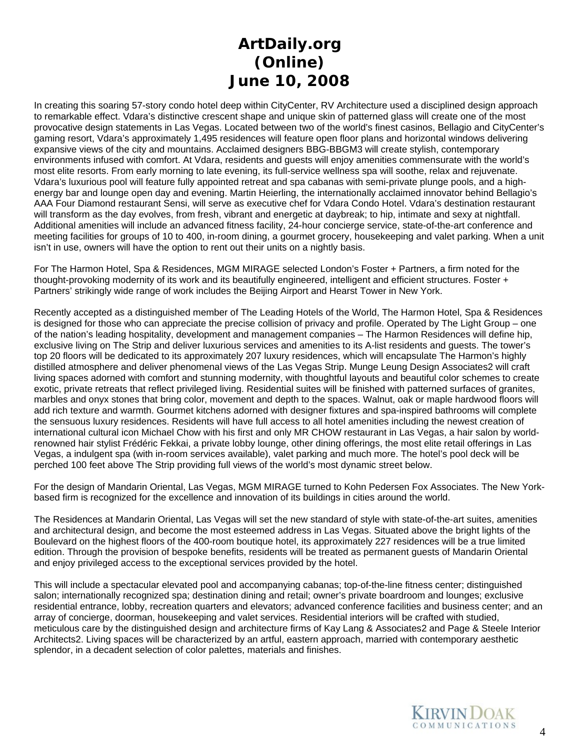# ArtDaily.org (Online) June 10, 2008

In creating this soaring 57-story condo hotel deep within CityCenter, RV Architecture used a disciplined design approach to remarkable effect. Vdara's distinctive crescent shape and unique skin of patterned glass will create one of the most provocative design statements in Las Vegas. Located between two of the world's finest casinos, Bellagio and CityCenter's gaming resort, Vdara's approximately 1,495 residences will feature open floor plans and horizontal windows delivering expansive views of the city and mountains. Acclaimed designers BBG-BBGM3 will create stylish, contemporary environments infused with comfort. At Vdara, residents and guests will enjoy amenities commensurate with the world's most elite resorts. From early morning to late evening, its full-service wellness spa will soothe, relax and rejuvenate. Vdara's luxurious pool will feature fully appointed retreat and spa cabanas with semi-private plunge pools, and a high-energy bar and lounge open day and evening. Martin Heierling, the internationally acclaimed innovator behind Bellagio's AAA Four Diamond restaurant Sensi, will serve as executive chef for Vdara Condo Hotel. Vdara's destination restaurant will transform as the day evolves, from fresh, vibrant and energetic at daybreak; to hip, intimate and sexy at nightfall. Additional amenities will include an advanced fitness facility, 24-hour concierge service, state-of-the-art conference and meeting facilities for groups of 10 to 400, in-room dining, a gourmet grocery, housekeeping and valet parking. When a unit isn't in use, owners will have the option to rent out their units on a nightly basis.

For The Harmon Hotel, Spa & Residences, MGM MIRAGE selected London's Foster + Partners, a firm noted for the thought-provoking modernity of its work and its beautifully engineered, intelligent and efficient structures. Foster + Partners' strikingly wide range of work includes the Beijing Airport and Hearst Tower in New York.

Recently accepted as a distinguished member of The Leading Hotels of the World, The Harmon Hotel, Spa & Residences is designed for those who can appreciate the precise collision of privacy and profile. Operated by The Light Group – one of the nation's leading hospitality, development and management companies – The Harmon Residences will define hip, exclusive living on The Strip and deliver luxurious services and amenities to its A-list residents and guests. The tower's top 20 floors will be dedicated to its approximately 207 luxury residences, which will encapsulate The Harmon's highly distilled atmosphere and deliver phenomenal views of the Las Vegas Strip. Munge Leung Design Associates2 will craft living spaces adorned with comfort and stunning modernity, with thoughtful layouts and beautiful color schemes to create exotic, private retreats that reflect privileged living. Residential suites will be finished with patterned surfaces of granites, marbles and onyx stones that bring color, movement and depth to the spaces. Walnut, oak or maple hardwood floors will add rich texture and warmth. Gourmet kitchens adorned with designer fixtures and spa-inspired bathrooms will complete the sensuous luxury residences. Residents will have full access to all hotel amenities including the newest creation of international cultural icon Michael Chow with his first and only MR CHOW restaurant in Las Vegas, a hair salon by world-renowned hair stylist Frédéric Fekkai, a private lobby lounge, other dining offerings, the most elite retail offerings in Las Vegas, a indulgent spa (with in-room services available), valet parking and much more. The hotel's pool deck will be perched 100 feet above The Strip providing full views of the world's most dynamic street below.

For the design of Mandarin Oriental, Las Vegas, MGM MIRAGE turned to Kohn Pedersen Fox Associates. The New York-based firm is recognized for the excellence and innovation of its buildings in cities around the world.

The Residences at Mandarin Oriental, Las Vegas will set the new standard of style with state-of-the-art suites, amenities and architectural design, and become the most esteemed address in Las Vegas. Situated above the bright lights of the Boulevard on the highest floors of the 400-room boutique hotel, its approximately 227 residences will be a true limited edition. Through the provision of bespoke benefits, residents will be treated as permanent guests of Mandarin Oriental and enjoy privileged access to the exceptional services provided by the hotel.

This will include a spectacular elevated pool and accompanying cabanas; top-of-the-line fitness center; distinguished salon; internationally recognized spa; destination dining and retail; owner's private boardroom and lounges; exclusive residential entrance, lobby, recreation quarters and elevators; advanced conference facilities and business center; and an array of concierge, doorman, housekeeping and valet services. Residential interiors will be crafted with studied, meticulous care by the distinguished design and architecture firms of Kay Lang & Associates2 and Page & Steele Interior Architects2. Living spaces will be characterized by an artful, eastern approach, married with contemporary aesthetic splendor, in a decadent selection of color palettes, materials and finishes.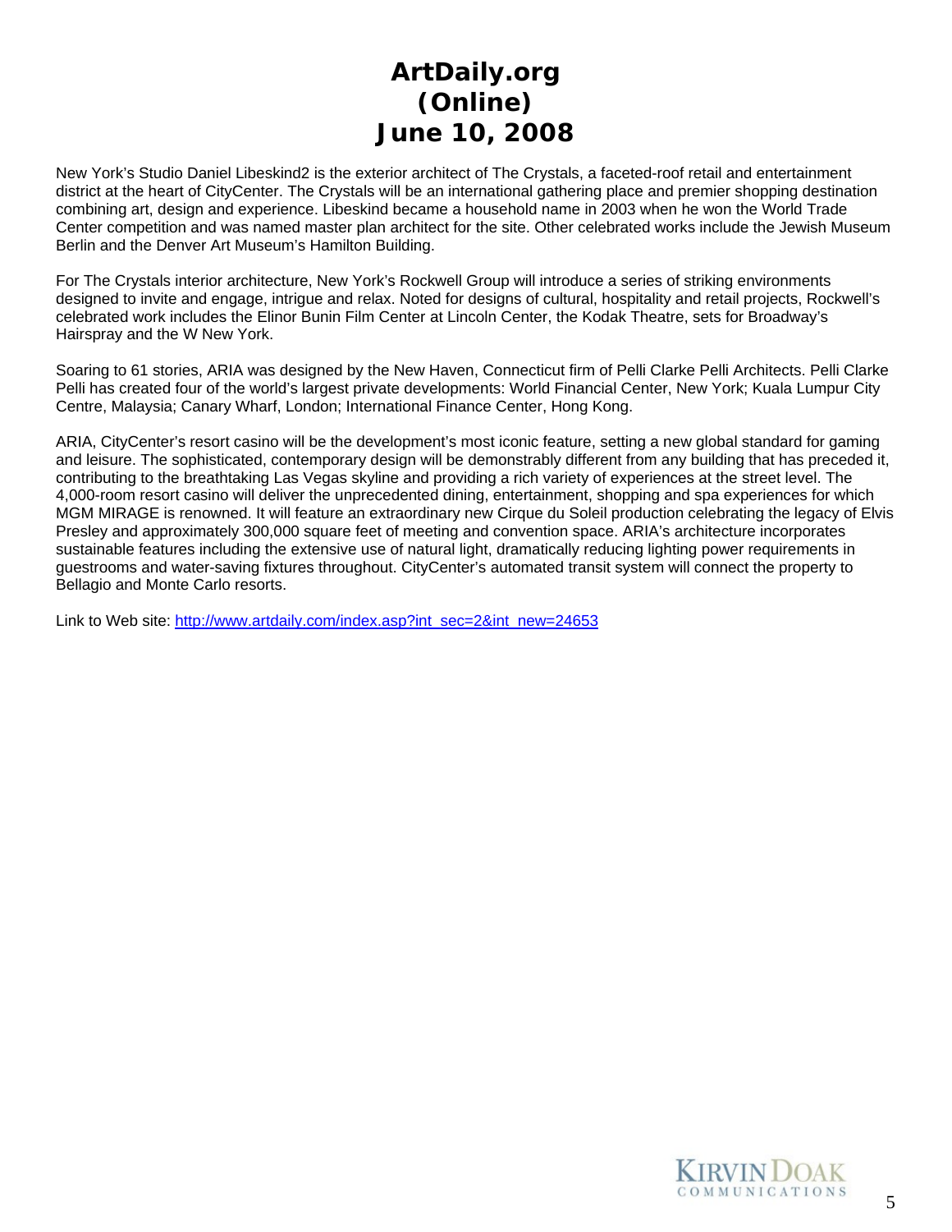# ArtDaily.org
# (Online)
# June 10, 2008

New York's Studio Daniel Libeskind2 is the exterior architect of The Crystals, a faceted-roof retail and entertainment district at the heart of CityCenter. The Crystals will be an international gathering place and premier shopping destination combining art, design and experience. Libeskind became a household name in 2003 when he won the World Trade Center competition and was named master plan architect for the site. Other celebrated works include the Jewish Museum Berlin and the Denver Art Museum's Hamilton Building.

For The Crystals interior architecture, New York's Rockwell Group will introduce a series of striking environments designed to invite and engage, intrigue and relax. Noted for designs of cultural, hospitality and retail projects, Rockwell's celebrated work includes the Elinor Bunin Film Center at Lincoln Center, the Kodak Theatre, sets for Broadway's Hairspray and the W New York.

Soaring to 61 stories, ARIA was designed by the New Haven, Connecticut firm of Pelli Clarke Pelli Architects. Pelli Clarke Pelli has created four of the world's largest private developments: World Financial Center, New York; Kuala Lumpur City Centre, Malaysia; Canary Wharf, London; International Finance Center, Hong Kong.

ARIA, CityCenter's resort casino will be the development's most iconic feature, setting a new global standard for gaming and leisure. The sophisticated, contemporary design will be demonstrably different from any building that has preceded it, contributing to the breathtaking Las Vegas skyline and providing a rich variety of experiences at the street level. The 4,000-room resort casino will deliver the unprecedented dining, entertainment, shopping and spa experiences for which MGM MIRAGE is renowned. It will feature an extraordinary new Cirque du Soleil production celebrating the legacy of Elvis Presley and approximately 300,000 square feet of meeting and convention space. ARIA's architecture incorporates sustainable features including the extensive use of natural light, dramatically reducing lighting power requirements in guestrooms and water-saving fixtures throughout. CityCenter's automated transit system will connect the property to Bellagio and Monte Carlo resorts.

Link to Web site: http://www.artdaily.com/index.asp?int_sec=2&int_new=24653

KIRVIN DOAK COMMUNICATIONS